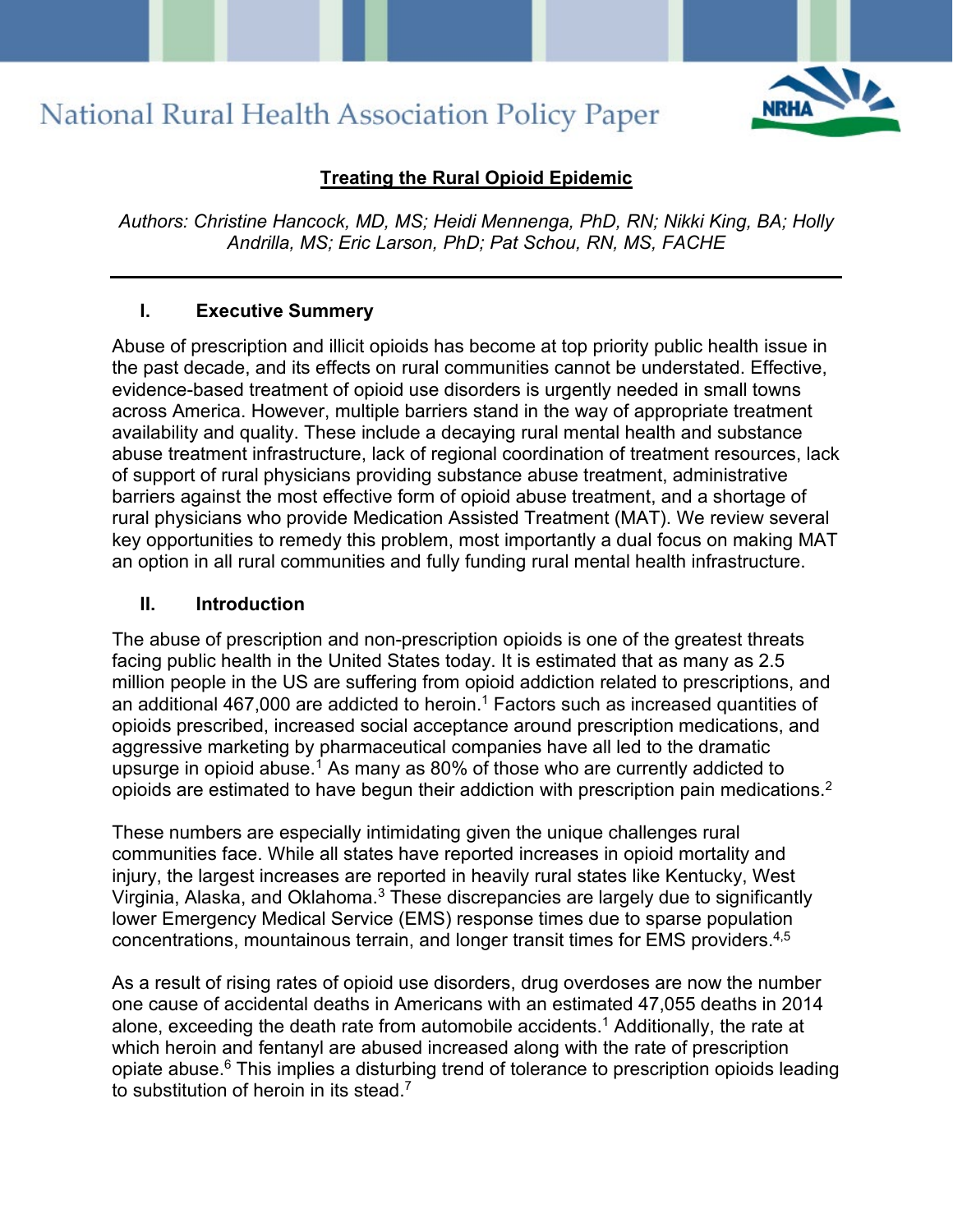National Rural Health Association Policy Paper

# Treating the Rural Opioid Epidemic

*Authors: Christine Hancock, MD, MS; Heidi Mennenga, PhD, RN; Nikki King, BA; Holly Andrilla, MS; Eric Larson, PhD; Pat Schou, RN, MS, FACHE*

## I. Executive Summery

Abuse of prescription and illicit opioids has become at top priority public health issue in the past decade, and its effects on rural communities cannot be understated. Effective, evidence-based treatment of opioid use disorders is urgently needed in small towns across America. However, multiple barriers stand in the way of appropriate treatment availability and quality. These include a decaying rural mental health and substance abuse treatment infrastructure, lack of regional coordination of treatment resources, lack of support of rural physicians providing substance abuse treatment, administrative barriers against the most effective form of opioid abuse treatment, and a shortage of rural physicians who provide Medication Assisted Treatment (MAT). We review several key opportunities to remedy this problem, most importantly a dual focus on making MAT an option in all rural communities and fully funding rural mental health infrastructure.

## II. Introduction

The abuse of prescription and non-prescription opioids is one of the greatest threats facing public health in the United States today. It is estimated that as many as 2.5 million people in the US are suffering from opioid addiction related to prescriptions, and an additional 467,000 are addicted to heroin.[1] Factors such as increased quantities of opioids prescribed, increased social acceptance around prescription medications, and aggressive marketing by pharmaceutical companies have all led to the dramatic upsurge in opioid abuse.[1] As many as 80% of those who are currently addicted to opioids are estimated to have begun their addiction with prescription pain medications.[2]

These numbers are especially intimidating given the unique challenges rural communities face. While all states have reported increases in opioid mortality and injury, the largest increases are reported in heavily rural states like Kentucky, West Virginia, Alaska, and Oklahoma.[3] These discrepancies are largely due to significantly lower Emergency Medical Service (EMS) response times due to sparse population concentrations, mountainous terrain, and longer transit times for EMS providers.[4,5]

As a result of rising rates of opioid use disorders, drug overdoses are now the number one cause of accidental deaths in Americans with an estimated 47,055 deaths in 2014 alone, exceeding the death rate from automobile accidents.[1] Additionally, the rate at which heroin and fentanyl are abused increased along with the rate of prescription opiate abuse.[6] This implies a disturbing trend of tolerance to prescription opioids leading to substitution of heroin in its stead.[7]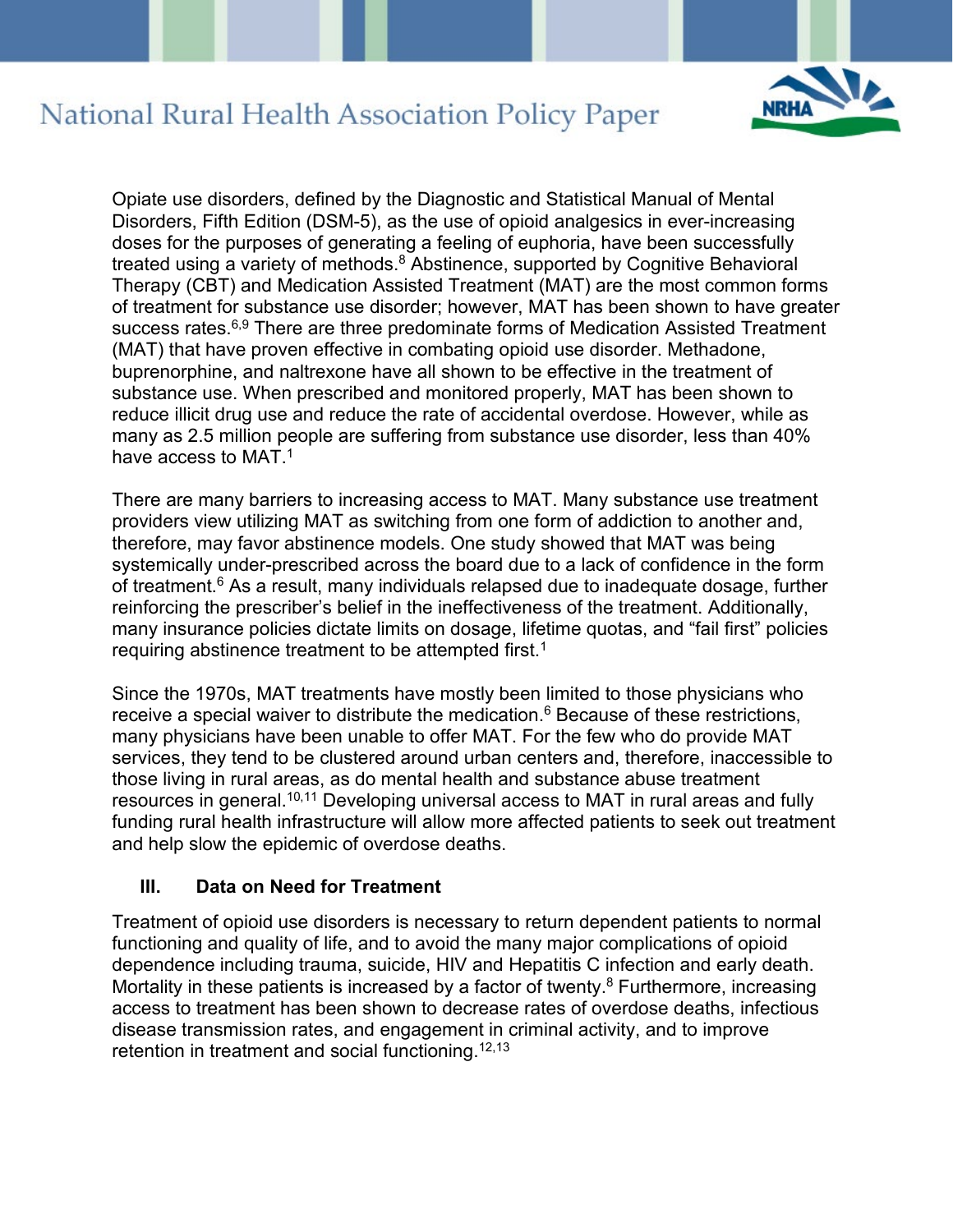Opiate use disorders, defined by the Diagnostic and Statistical Manual of Mental Disorders, Fifth Edition (DSM-5), as the use of opioid analgesics in ever-increasing doses for the purposes of generating a feeling of euphoria, have been successfully treated using a variety of methods.[8] Abstinence, supported by Cognitive Behavioral Therapy (CBT) and Medication Assisted Treatment (MAT) are the most common forms of treatment for substance use disorder; however, MAT has been shown to have greater success rates.[6,9] There are three predominate forms of Medication Assisted Treatment (MAT) that have proven effective in combating opioid use disorder. Methadone, buprenorphine, and naltrexone have all shown to be effective in the treatment of substance use. When prescribed and monitored properly, MAT has been shown to reduce illicit drug use and reduce the rate of accidental overdose. However, while as many as 2.5 million people are suffering from substance use disorder, less than 40% have access to MAT.[1]

There are many barriers to increasing access to MAT. Many substance use treatment providers view utilizing MAT as switching from one form of addiction to another and, therefore, may favor abstinence models. One study showed that MAT was being systemically under-prescribed across the board due to a lack of confidence in the form of treatment.[6] As a result, many individuals relapsed due to inadequate dosage, further reinforcing the prescriber's belief in the ineffectiveness of the treatment. Additionally, many insurance policies dictate limits on dosage, lifetime quotas, and "fail first" policies requiring abstinence treatment to be attempted first.[1]

Since the 1970s, MAT treatments have mostly been limited to those physicians who receive a special waiver to distribute the medication.[6] Because of these restrictions, many physicians have been unable to offer MAT. For the few who do provide MAT services, they tend to be clustered around urban centers and, therefore, inaccessible to those living in rural areas, as do mental health and substance abuse treatment resources in general.[10,11] Developing universal access to MAT in rural areas and fully funding rural health infrastructure will allow more affected patients to seek out treatment and help slow the epidemic of overdose deaths.

## III. Data on Need for Treatment

Treatment of opioid use disorders is necessary to return dependent patients to normal functioning and quality of life, and to avoid the many major complications of opioid dependence including trauma, suicide, HIV and Hepatitis C infection and early death. Mortality in these patients is increased by a factor of twenty.[8] Furthermore, increasing access to treatment has been shown to decrease rates of overdose deaths, infectious disease transmission rates, and engagement in criminal activity, and to improve retention in treatment and social functioning.[12,13]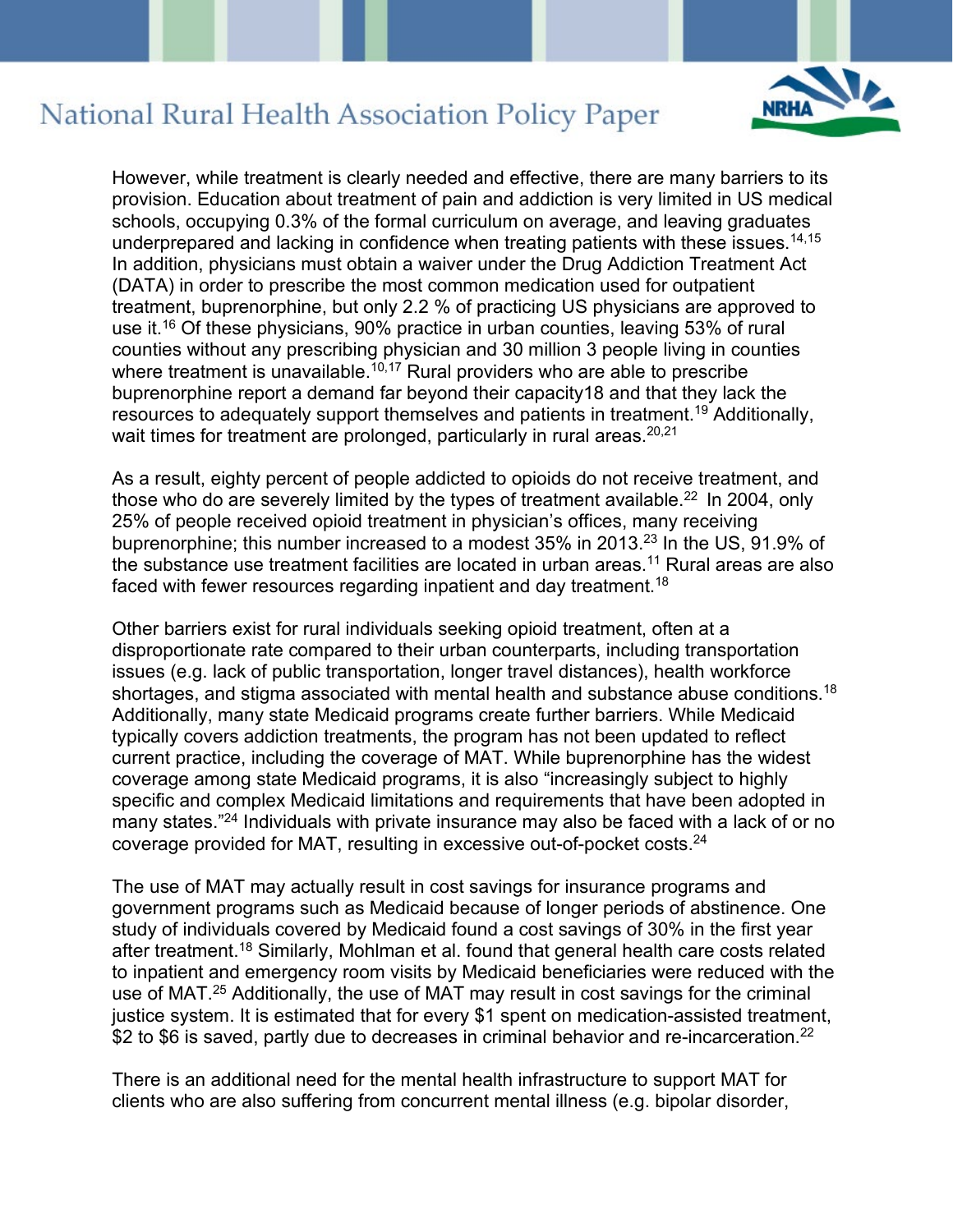However, while treatment is clearly needed and effective, there are many barriers to its provision. Education about treatment of pain and addiction is very limited in US medical schools, occupying 0.3% of the formal curriculum on average, and leaving graduates underprepared and lacking in confidence when treating patients with these issues.[14,15] In addition, physicians must obtain a waiver under the Drug Addiction Treatment Act (DATA) in order to prescribe the most common medication used for outpatient treatment, buprenorphine, but only 2.2 % of practicing US physicians are approved to use it.[16] Of these physicians, 90% practice in urban counties, leaving 53% of rural counties without any prescribing physician and 30 million 3 people living in counties where treatment is unavailable.[10,17] Rural providers who are able to prescribe buprenorphine report a demand far beyond their capacity18 and that they lack the resources to adequately support themselves and patients in treatment.[19] Additionally, wait times for treatment are prolonged, particularly in rural areas.[20,21]

As a result, eighty percent of people addicted to opioids do not receive treatment, and those who do are severely limited by the types of treatment available.[22] In 2004, only 25% of people received opioid treatment in physician's offices, many receiving buprenorphine; this number increased to a modest 35% in 2013.[23] In the US, 91.9% of the substance use treatment facilities are located in urban areas.[11] Rural areas are also faced with fewer resources regarding inpatient and day treatment.[18]

Other barriers exist for rural individuals seeking opioid treatment, often at a disproportionate rate compared to their urban counterparts, including transportation issues (e.g. lack of public transportation, longer travel distances), health workforce shortages, and stigma associated with mental health and substance abuse conditions.[18] Additionally, many state Medicaid programs create further barriers. While Medicaid typically covers addiction treatments, the program has not been updated to reflect current practice, including the coverage of MAT. While buprenorphine has the widest coverage among state Medicaid programs, it is also "increasingly subject to highly specific and complex Medicaid limitations and requirements that have been adopted in many states."[24] Individuals with private insurance may also be faced with a lack of or no coverage provided for MAT, resulting in excessive out-of-pocket costs.[24]

The use of MAT may actually result in cost savings for insurance programs and government programs such as Medicaid because of longer periods of abstinence. One study of individuals covered by Medicaid found a cost savings of 30% in the first year after treatment.[18] Similarly, Mohlman et al. found that general health care costs related to inpatient and emergency room visits by Medicaid beneficiaries were reduced with the use of MAT.[25] Additionally, the use of MAT may result in cost savings for the criminal justice system. It is estimated that for every $1 spent on medication-assisted treatment, $2 to $6 is saved, partly due to decreases in criminal behavior and re-incarceration.[22]

There is an additional need for the mental health infrastructure to support MAT for clients who are also suffering from concurrent mental illness (e.g. bipolar disorder,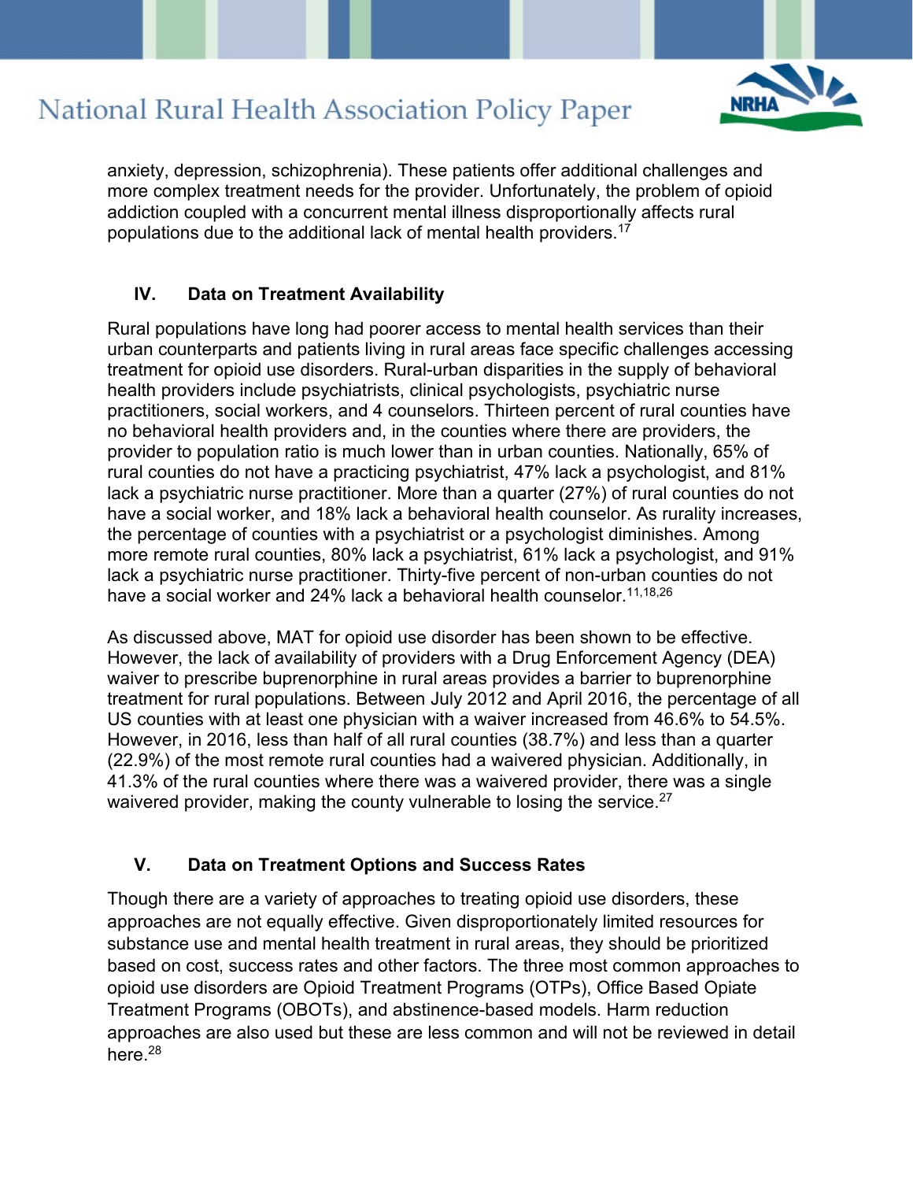anxiety, depression, schizophrenia). These patients offer additional challenges and more complex treatment needs for the provider. Unfortunately, the problem of opioid addiction coupled with a concurrent mental illness disproportionally affects rural populations due to the additional lack of mental health providers.[17]

## IV. Data on Treatment Availability

Rural populations have long had poorer access to mental health services than their urban counterparts and patients living in rural areas face specific challenges accessing treatment for opioid use disorders. Rural-urban disparities in the supply of behavioral health providers include psychiatrists, clinical psychologists, psychiatric nurse practitioners, social workers, and 4 counselors. Thirteen percent of rural counties have no behavioral health providers and, in the counties where there are providers, the provider to population ratio is much lower than in urban counties. Nationally, 65% of rural counties do not have a practicing psychiatrist, 47% lack a psychologist, and 81% lack a psychiatric nurse practitioner. More than a quarter (27%) of rural counties do not have a social worker, and 18% lack a behavioral health counselor. As rurality increases, the percentage of counties with a psychiatrist or a psychologist diminishes. Among more remote rural counties, 80% lack a psychiatrist, 61% lack a psychologist, and 91% lack a psychiatric nurse practitioner. Thirty-five percent of non-urban counties do not have a social worker and 24% lack a behavioral health counselor.[11,18,26]

As discussed above, MAT for opioid use disorder has been shown to be effective. However, the lack of availability of providers with a Drug Enforcement Agency (DEA) waiver to prescribe buprenorphine in rural areas provides a barrier to buprenorphine treatment for rural populations. Between July 2012 and April 2016, the percentage of all US counties with at least one physician with a waiver increased from 46.6% to 54.5%. However, in 2016, less than half of all rural counties (38.7%) and less than a quarter (22.9%) of the most remote rural counties had a waivered physician. Additionally, in 41.3% of the rural counties where there was a waivered provider, there was a single waivered provider, making the county vulnerable to losing the service.[27]

## V. Data on Treatment Options and Success Rates

Though there are a variety of approaches to treating opioid use disorders, these approaches are not equally effective. Given disproportionately limited resources for substance use and mental health treatment in rural areas, they should be prioritized based on cost, success rates and other factors. The three most common approaches to opioid use disorders are Opioid Treatment Programs (OTPs), Office Based Opiate Treatment Programs (OBOTs), and abstinence-based models. Harm reduction approaches are also used but these are less common and will not be reviewed in detail here.[28]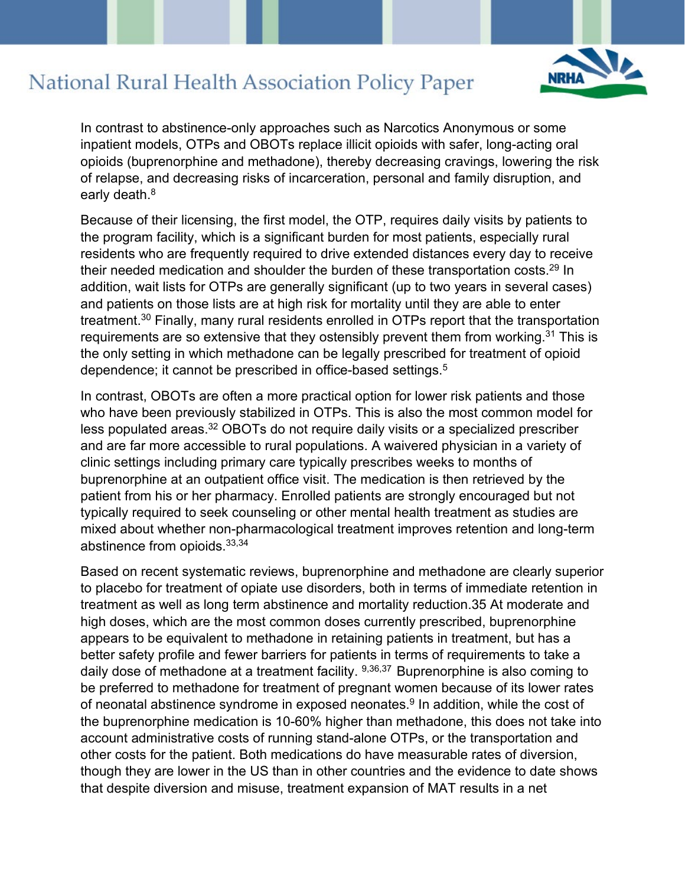In contrast to abstinence-only approaches such as Narcotics Anonymous or some inpatient models, OTPs and OBOTs replace illicit opioids with safer, long-acting oral opioids (buprenorphine and methadone), thereby decreasing cravings, lowering the risk of relapse, and decreasing risks of incarceration, personal and family disruption, and early death.[8]

Because of their licensing, the first model, the OTP, requires daily visits by patients to the program facility, which is a significant burden for most patients, especially rural residents who are frequently required to drive extended distances every day to receive their needed medication and shoulder the burden of these transportation costs.[29] In addition, wait lists for OTPs are generally significant (up to two years in several cases) and patients on those lists are at high risk for mortality until they are able to enter treatment.[30] Finally, many rural residents enrolled in OTPs report that the transportation requirements are so extensive that they ostensibly prevent them from working.[31] This is the only setting in which methadone can be legally prescribed for treatment of opioid dependence; it cannot be prescribed in office-based settings.[5]

In contrast, OBOTs are often a more practical option for lower risk patients and those who have been previously stabilized in OTPs. This is also the most common model for less populated areas.[32] OBOTs do not require daily visits or a specialized prescriber and are far more accessible to rural populations. A waivered physician in a variety of clinic settings including primary care typically prescribes weeks to months of buprenorphine at an outpatient office visit. The medication is then retrieved by the patient from his or her pharmacy. Enrolled patients are strongly encouraged but not typically required to seek counseling or other mental health treatment as studies are mixed about whether non-pharmacological treatment improves retention and long-term abstinence from opioids.[33,34]

Based on recent systematic reviews, buprenorphine and methadone are clearly superior to placebo for treatment of opiate use disorders, both in terms of immediate retention in treatment as well as long term abstinence and mortality reduction.35 At moderate and high doses, which are the most common doses currently prescribed, buprenorphine appears to be equivalent to methadone in retaining patients in treatment, but has a better safety profile and fewer barriers for patients in terms of requirements to take a daily dose of methadone at a treatment facility. [9,36,37] Buprenorphine is also coming to be preferred to methadone for treatment of pregnant women because of its lower rates of neonatal abstinence syndrome in exposed neonates.[9] In addition, while the cost of the buprenorphine medication is 10-60% higher than methadone, this does not take into account administrative costs of running stand-alone OTPs, or the transportation and other costs for the patient. Both medications do have measurable rates of diversion, though they are lower in the US than in other countries and the evidence to date shows that despite diversion and misuse, treatment expansion of MAT results in a net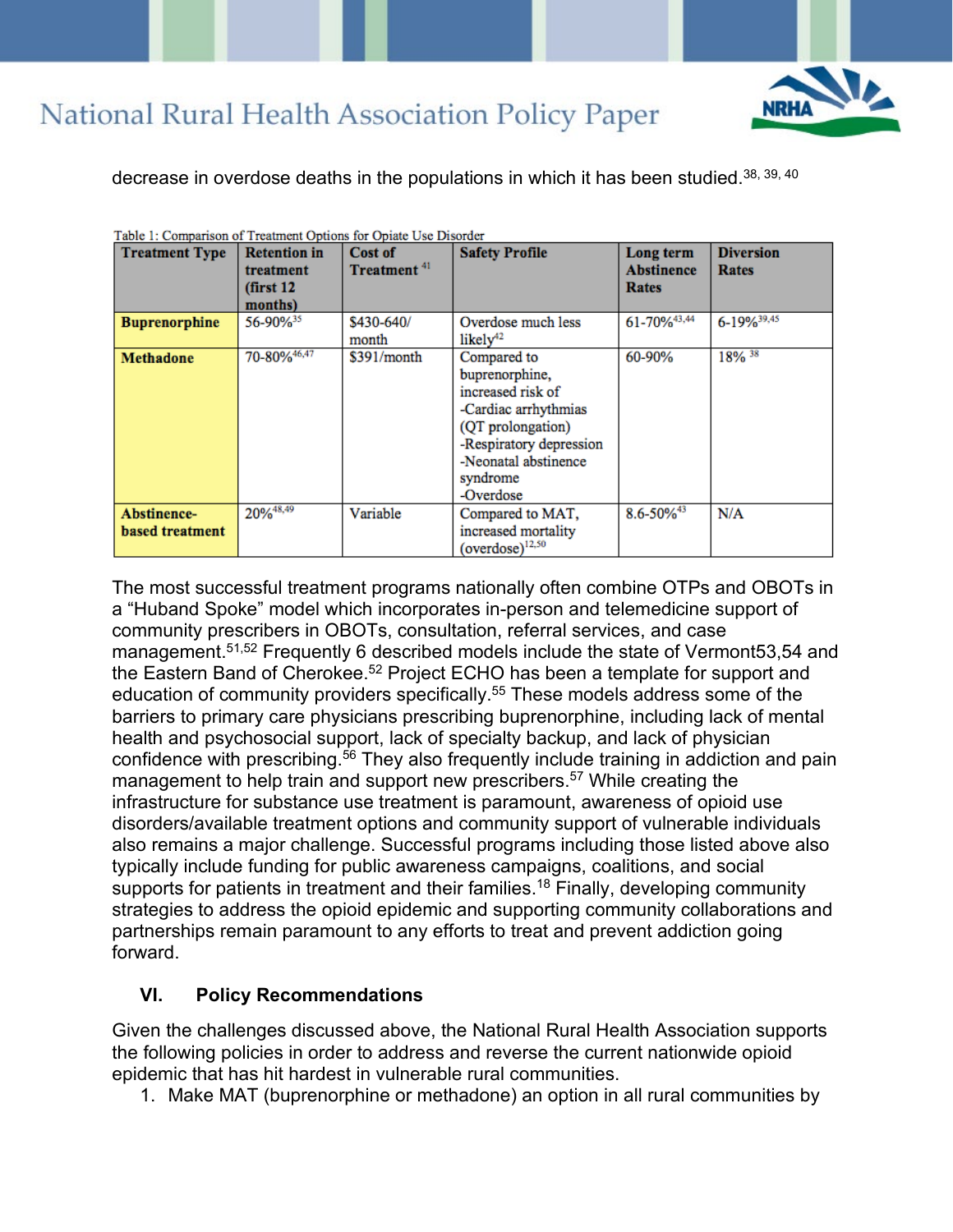decrease in overdose deaths in the populations in which it has been studied.[38, 39, 40]

Table 1: Comparison of Treatment Options for Opiate Use Disorder

| Treatment Type | Retention in treatment (first 12 months) | Cost of Treatment [41] | Safety Profile | Long term Abstinence Rates | Diversion Rates |
|---|---|---|---|---|---|
| **Buprenorphine** | 56-90%[35] | $430-640/ month | Overdose much less likely[42] | 61-70%[43,44] | 6-19%[39,45] |
| **Methadone** | 70-80%[46,47] | $391/month | Compared to buprenorphine, increased risk of -Cardiac arrhythmias (QT prolongation) -Respiratory depression -Neonatal abstinence syndrome -Overdose | 60-90% | 18% [38] |
| **Abstinence-based treatment** | 20%[48,49] | Variable | Compared to MAT, increased mortality (overdose)[12,50] | 8.6-50%[43] | N/A |

The most successful treatment programs nationally often combine OTPs and OBOTs in a "Huband Spoke" model which incorporates in-person and telemedicine support of community prescribers in OBOTs, consultation, referral services, and case management.[51,52] Frequently 6 described models include the state of Vermont53,54 and the Eastern Band of Cherokee.[52] Project ECHO has been a template for support and education of community providers specifically.[55] These models address some of the barriers to primary care physicians prescribing buprenorphine, including lack of mental health and psychosocial support, lack of specialty backup, and lack of physician confidence with prescribing.[56] They also frequently include training in addiction and pain management to help train and support new prescribers.[57] While creating the infrastructure for substance use treatment is paramount, awareness of opioid use disorders/available treatment options and community support of vulnerable individuals also remains a major challenge. Successful programs including those listed above also typically include funding for public awareness campaigns, coalitions, and social supports for patients in treatment and their families.[18] Finally, developing community strategies to address the opioid epidemic and supporting community collaborations and partnerships remain paramount to any efforts to treat and prevent addiction going forward.

## VI. Policy Recommendations

Given the challenges discussed above, the National Rural Health Association supports the following policies in order to address and reverse the current nationwide opioid epidemic that has hit hardest in vulnerable rural communities.

1. Make MAT (buprenorphine or methadone) an option in all rural communities by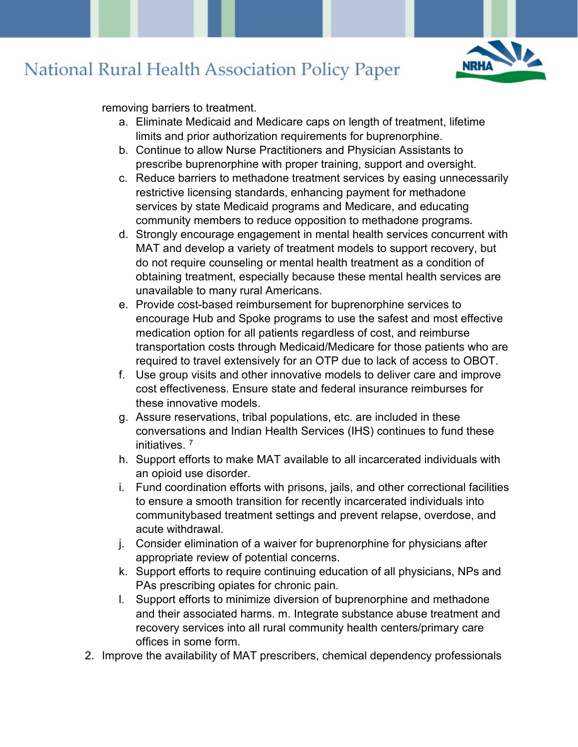removing barriers to treatment.

   a. Eliminate Medicaid and Medicare caps on length of treatment, lifetime limits and prior authorization requirements for buprenorphine.
   b. Continue to allow Nurse Practitioners and Physician Assistants to prescribe buprenorphine with proper training, support and oversight.
   c. Reduce barriers to methadone treatment services by easing unnecessarily restrictive licensing standards, enhancing payment for methadone services by state Medicaid programs and Medicare, and educating community members to reduce opposition to methadone programs.
   d. Strongly encourage engagement in mental health services concurrent with MAT and develop a variety of treatment models to support recovery, but do not require counseling or mental health treatment as a condition of obtaining treatment, especially because these mental health services are unavailable to many rural Americans.
   e. Provide cost-based reimbursement for buprenorphine services to encourage Hub and Spoke programs to use the safest and most effective medication option for all patients regardless of cost, and reimburse transportation costs through Medicaid/Medicare for those patients who are required to travel extensively for an OTP due to lack of access to OBOT.
   f. Use group visits and other innovative models to deliver care and improve cost effectiveness. Ensure state and federal insurance reimburses for these innovative models.
   g. Assure reservations, tribal populations, etc. are included in these conversations and Indian Health Services (IHS) continues to fund these initiatives. [7]
   h. Support efforts to make MAT available to all incarcerated individuals with an opioid use disorder.
   i. Fund coordination efforts with prisons, jails, and other correctional facilities to ensure a smooth transition for recently incarcerated individuals into communitybased treatment settings and prevent relapse, overdose, and acute withdrawal.
   j. Consider elimination of a waiver for buprenorphine for physicians after appropriate review of potential concerns.
   k. Support efforts to require continuing education of all physicians, NPs and PAs prescribing opiates for chronic pain.
   l. Support efforts to minimize diversion of buprenorphine and methadone and their associated harms. m. Integrate substance abuse treatment and recovery services into all rural community health centers/primary care offices in some form.

2. Improve the availability of MAT prescribers, chemical dependency professionals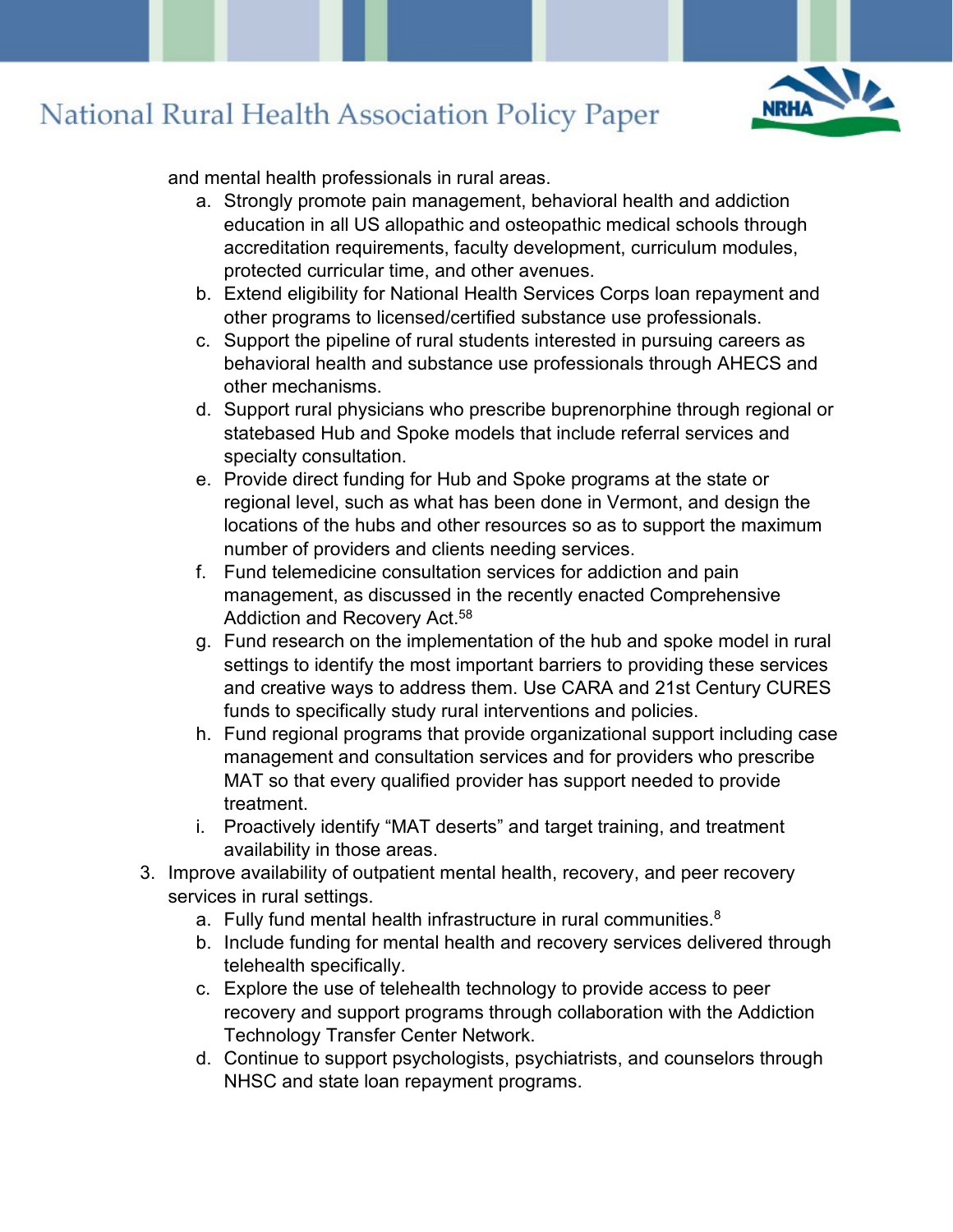and mental health professionals in rural areas.

   a. Strongly promote pain management, behavioral health and addiction education in all US allopathic and osteopathic medical schools through accreditation requirements, faculty development, curriculum modules, protected curricular time, and other avenues.
   b. Extend eligibility for National Health Services Corps loan repayment and other programs to licensed/certified substance use professionals.
   c. Support the pipeline of rural students interested in pursuing careers as behavioral health and substance use professionals through AHECS and other mechanisms.
   d. Support rural physicians who prescribe buprenorphine through regional or statebased Hub and Spoke models that include referral services and specialty consultation.
   e. Provide direct funding for Hub and Spoke programs at the state or regional level, such as what has been done in Vermont, and design the locations of the hubs and other resources so as to support the maximum number of providers and clients needing services.
   f. Fund telemedicine consultation services for addiction and pain management, as discussed in the recently enacted Comprehensive Addiction and Recovery Act.[58]
   g. Fund research on the implementation of the hub and spoke model in rural settings to identify the most important barriers to providing these services and creative ways to address them. Use CARA and 21st Century CURES funds to specifically study rural interventions and policies.
   h. Fund regional programs that provide organizational support including case management and consultation services and for providers who prescribe MAT so that every qualified provider has support needed to provide treatment.
   i. Proactively identify "MAT deserts" and target training, and treatment availability in those areas.

3. Improve availability of outpatient mental health, recovery, and peer recovery services in rural settings.
   a. Fully fund mental health infrastructure in rural communities.[8]
   b. Include funding for mental health and recovery services delivered through telehealth specifically.
   c. Explore the use of telehealth technology to provide access to peer recovery and support programs through collaboration with the Addiction Technology Transfer Center Network.
   d. Continue to support psychologists, psychiatrists, and counselors through NHSC and state loan repayment programs.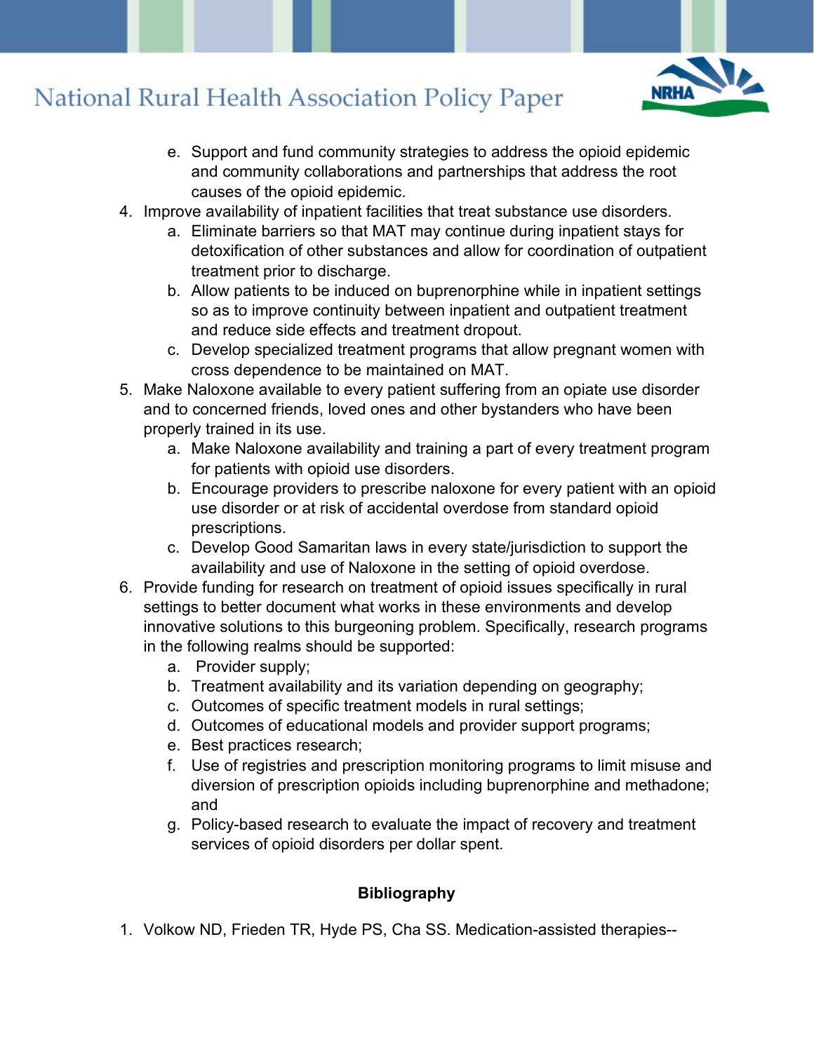e. Support and fund community strategies to address the opioid epidemic and community collaborations and partnerships that address the root causes of the opioid epidemic.

4. Improve availability of inpatient facilities that treat substance use disorders.
   a. Eliminate barriers so that MAT may continue during inpatient stays for detoxification of other substances and allow for coordination of outpatient treatment prior to discharge.
   b. Allow patients to be induced on buprenorphine while in inpatient settings so as to improve continuity between inpatient and outpatient treatment and reduce side effects and treatment dropout.
   c. Develop specialized treatment programs that allow pregnant women with cross dependence to be maintained on MAT.
5. Make Naloxone available to every patient suffering from an opiate use disorder and to concerned friends, loved ones and other bystanders who have been properly trained in its use.
   a. Make Naloxone availability and training a part of every treatment program for patients with opioid use disorders.
   b. Encourage providers to prescribe naloxone for every patient with an opioid use disorder or at risk of accidental overdose from standard opioid prescriptions.
   c. Develop Good Samaritan laws in every state/jurisdiction to support the availability and use of Naloxone in the setting of opioid overdose.
6. Provide funding for research on treatment of opioid issues specifically in rural settings to better document what works in these environments and develop innovative solutions to this burgeoning problem. Specifically, research programs in the following realms should be supported:
   a. Provider supply;
   b. Treatment availability and its variation depending on geography;
   c. Outcomes of specific treatment models in rural settings;
   d. Outcomes of educational models and provider support programs;
   e. Best practices research;
   f. Use of registries and prescription monitoring programs to limit misuse and diversion of prescription opioids including buprenorphine and methadone; and
   g. Policy-based research to evaluate the impact of recovery and treatment services of opioid disorders per dollar spent.

**Bibliography**

1. Volkow ND, Frieden TR, Hyde PS, Cha SS. Medication-assisted therapies--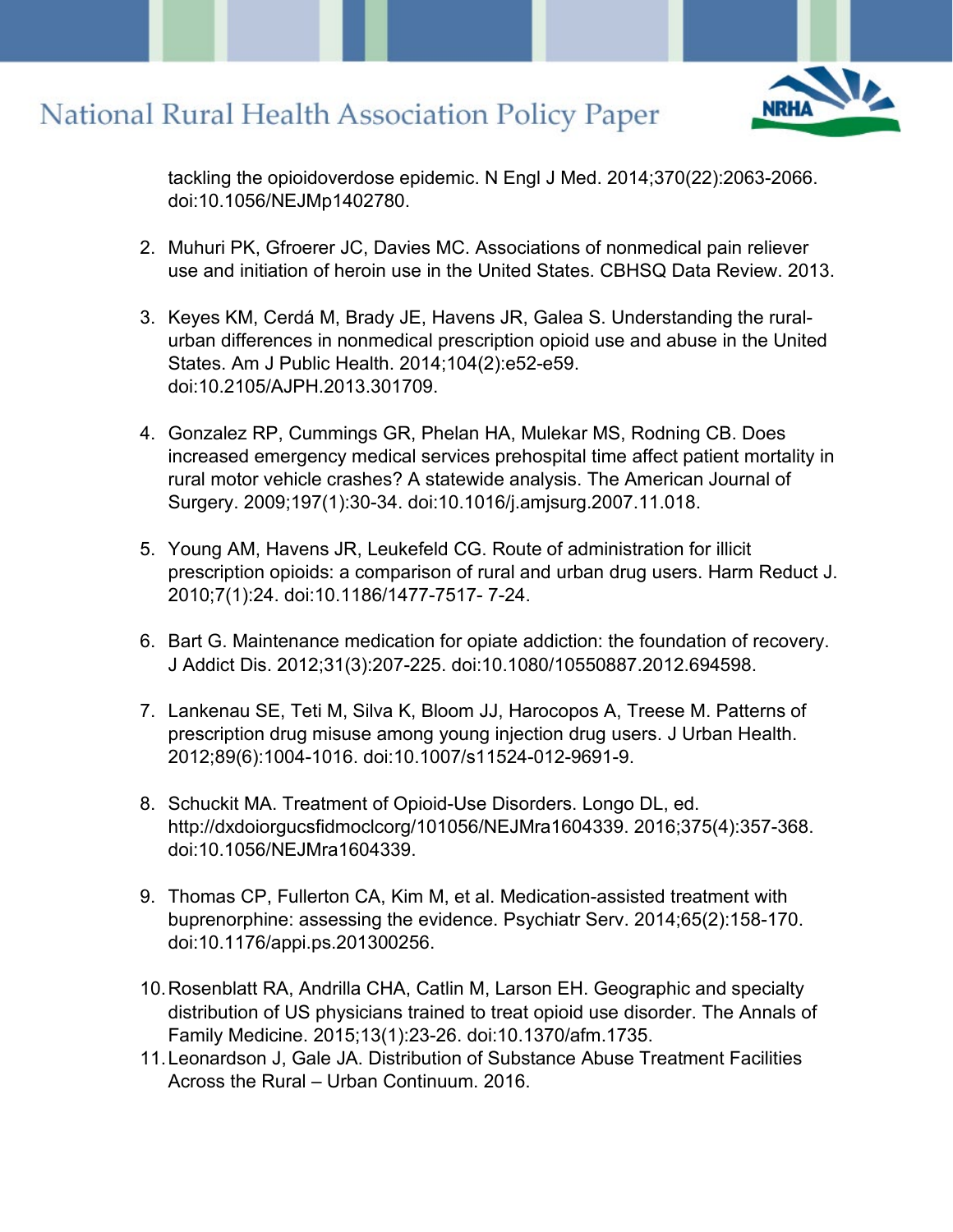tackling the opioidoverdose epidemic. N Engl J Med. 2014;370(22):2063-2066. doi:10.1056/NEJMp1402780.

2. Muhuri PK, Gfroerer JC, Davies MC. Associations of nonmedical pain reliever use and initiation of heroin use in the United States. CBHSQ Data Review. 2013.

3. Keyes KM, Cerdá M, Brady JE, Havens JR, Galea S. Understanding the rural-urban differences in nonmedical prescription opioid use and abuse in the United States. Am J Public Health. 2014;104(2):e52-e59. doi:10.2105/AJPH.2013.301709.

4. Gonzalez RP, Cummings GR, Phelan HA, Mulekar MS, Rodning CB. Does increased emergency medical services prehospital time affect patient mortality in rural motor vehicle crashes? A statewide analysis. The American Journal of Surgery. 2009;197(1):30-34. doi:10.1016/j.amjsurg.2007.11.018.

5. Young AM, Havens JR, Leukefeld CG. Route of administration for illicit prescription opioids: a comparison of rural and urban drug users. Harm Reduct J. 2010;7(1):24. doi:10.1186/1477-7517- 7-24.

6. Bart G. Maintenance medication for opiate addiction: the foundation of recovery. J Addict Dis. 2012;31(3):207-225. doi:10.1080/10550887.2012.694598.

7. Lankenau SE, Teti M, Silva K, Bloom JJ, Harocopos A, Treese M. Patterns of prescription drug misuse among young injection drug users. J Urban Health. 2012;89(6):1004-1016. doi:10.1007/s11524-012-9691-9.

8. Schuckit MA. Treatment of Opioid-Use Disorders. Longo DL, ed. http://dxdoiorgucsfidmoclcorg/101056/NEJMra1604339. 2016;375(4):357-368. doi:10.1056/NEJMra1604339.

9. Thomas CP, Fullerton CA, Kim M, et al. Medication-assisted treatment with buprenorphine: assessing the evidence. Psychiatr Serv. 2014;65(2):158-170. doi:10.1176/appi.ps.201300256.

10. Rosenblatt RA, Andrilla CHA, Catlin M, Larson EH. Geographic and specialty distribution of US physicians trained to treat opioid use disorder. The Annals of Family Medicine. 2015;13(1):23-26. doi:10.1370/afm.1735.

11. Leonardson J, Gale JA. Distribution of Substance Abuse Treatment Facilities Across the Rural – Urban Continuum. 2016.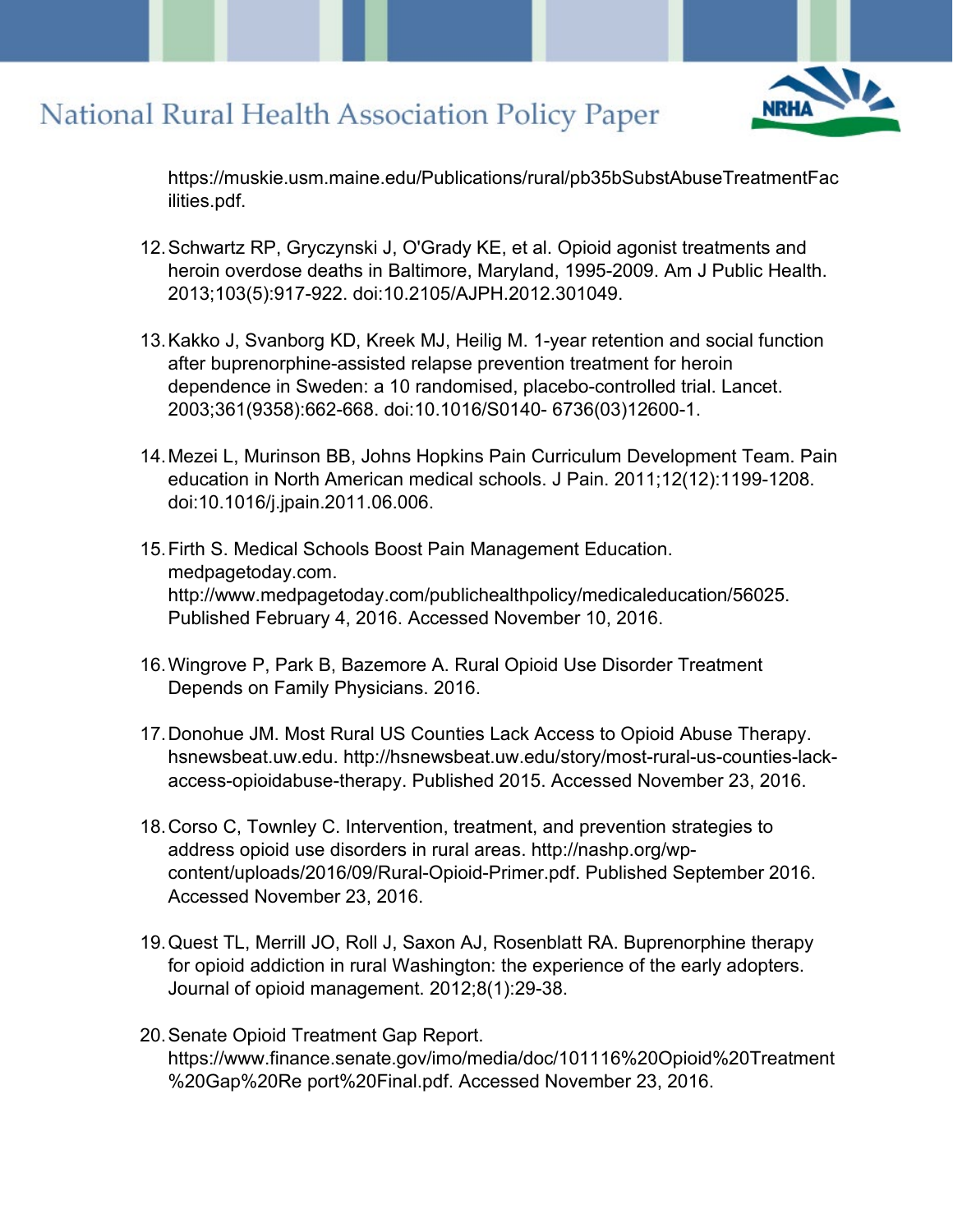https://muskie.usm.maine.edu/Publications/rural/pb35bSubstAbuseTreatmentFacilities.pdf.

12. Schwartz RP, Gryczynski J, O'Grady KE, et al. Opioid agonist treatments and heroin overdose deaths in Baltimore, Maryland, 1995-2009. Am J Public Health. 2013;103(5):917-922. doi:10.2105/AJPH.2012.301049.

13. Kakko J, Svanborg KD, Kreek MJ, Heilig M. 1-year retention and social function after buprenorphine-assisted relapse prevention treatment for heroin dependence in Sweden: a 10 randomised, placebo-controlled trial. Lancet. 2003;361(9358):662-668. doi:10.1016/S0140- 6736(03)12600-1.

14. Mezei L, Murinson BB, Johns Hopkins Pain Curriculum Development Team. Pain education in North American medical schools. J Pain. 2011;12(12):1199-1208. doi:10.1016/j.jpain.2011.06.006.

15. Firth S. Medical Schools Boost Pain Management Education. medpagetoday.com. http://www.medpagetoday.com/publichealthpolicy/medicaleducation/56025. Published February 4, 2016. Accessed November 10, 2016.

16. Wingrove P, Park B, Bazemore A. Rural Opioid Use Disorder Treatment Depends on Family Physicians. 2016.

17. Donohue JM. Most Rural US Counties Lack Access to Opioid Abuse Therapy. hsnewsbeat.uw.edu. http://hsnewsbeat.uw.edu/story/most-rural-us-counties-lack-access-opioidabuse-therapy. Published 2015. Accessed November 23, 2016.

18. Corso C, Townley C. Intervention, treatment, and prevention strategies to address opioid use disorders in rural areas. http://nashp.org/wp-content/uploads/2016/09/Rural-Opioid-Primer.pdf. Published September 2016. Accessed November 23, 2016.

19. Quest TL, Merrill JO, Roll J, Saxon AJ, Rosenblatt RA. Buprenorphine therapy for opioid addiction in rural Washington: the experience of the early adopters. Journal of opioid management. 2012;8(1):29-38.

20. Senate Opioid Treatment Gap Report. https://www.finance.senate.gov/imo/media/doc/101116%20Opioid%20Treatment%20Gap%20Re port%20Final.pdf. Accessed November 23, 2016.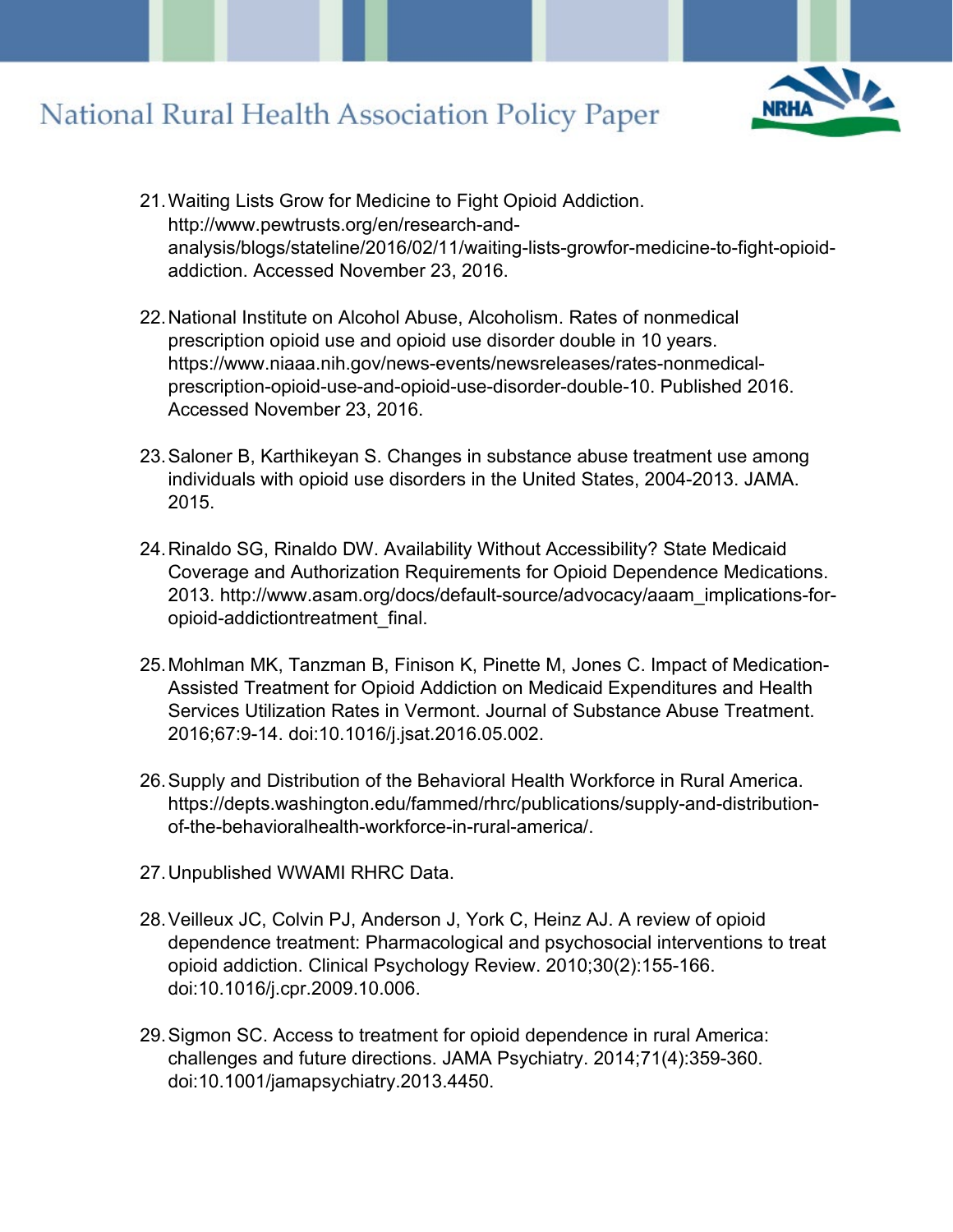21. Waiting Lists Grow for Medicine to Fight Opioid Addiction. http://www.pewtrusts.org/en/research-and-analysis/blogs/stateline/2016/02/11/waiting-lists-growfor-medicine-to-fight-opioid-addiction. Accessed November 23, 2016.

22. National Institute on Alcohol Abuse, Alcoholism. Rates of nonmedical prescription opioid use and opioid use disorder double in 10 years. https://www.niaaa.nih.gov/news-events/newsreleases/rates-nonmedical-prescription-opioid-use-and-opioid-use-disorder-double-10. Published 2016. Accessed November 23, 2016.

23. Saloner B, Karthikeyan S. Changes in substance abuse treatment use among individuals with opioid use disorders in the United States, 2004-2013. JAMA. 2015.

24. Rinaldo SG, Rinaldo DW. Availability Without Accessibility? State Medicaid Coverage and Authorization Requirements for Opioid Dependence Medications. 2013. http://www.asam.org/docs/default-source/advocacy/aaam_implications-for-opioid-addictiontreatment_final.

25. Mohlman MK, Tanzman B, Finison K, Pinette M, Jones C. Impact of Medication-Assisted Treatment for Opioid Addiction on Medicaid Expenditures and Health Services Utilization Rates in Vermont. Journal of Substance Abuse Treatment. 2016;67:9-14. doi:10.1016/j.jsat.2016.05.002.

26. Supply and Distribution of the Behavioral Health Workforce in Rural America. https://depts.washington.edu/fammed/rhrc/publications/supply-and-distribution-of-the-behavioralhealth-workforce-in-rural-america/.

27. Unpublished WWAMI RHRC Data.

28. Veilleux JC, Colvin PJ, Anderson J, York C, Heinz AJ. A review of opioid dependence treatment: Pharmacological and psychosocial interventions to treat opioid addiction. Clinical Psychology Review. 2010;30(2):155-166. doi:10.1016/j.cpr.2009.10.006.

29. Sigmon SC. Access to treatment for opioid dependence in rural America: challenges and future directions. JAMA Psychiatry. 2014;71(4):359-360. doi:10.1001/jamapsychiatry.2013.4450.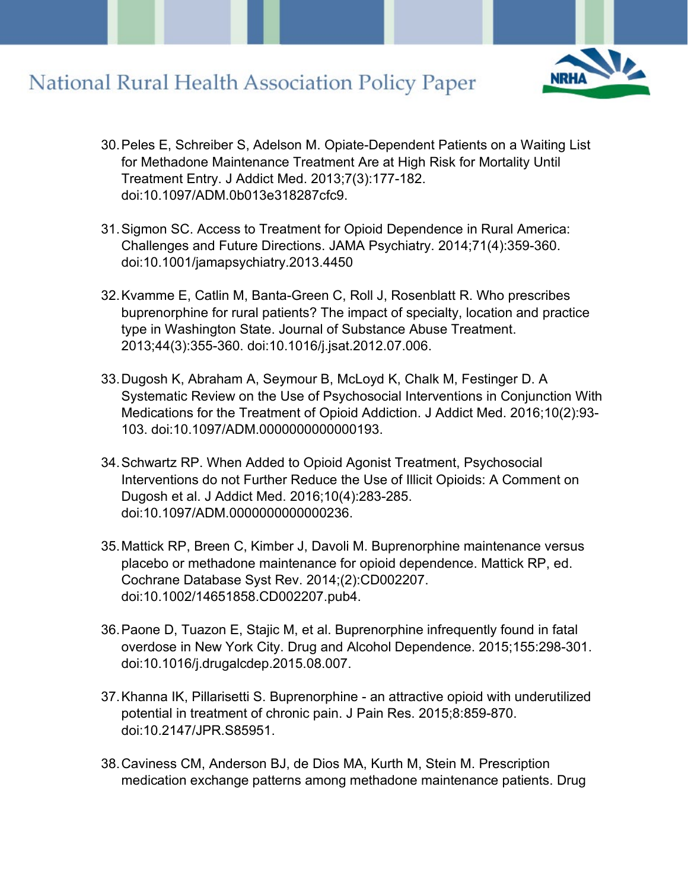30. Peles E, Schreiber S, Adelson M. Opiate-Dependent Patients on a Waiting List for Methadone Maintenance Treatment Are at High Risk for Mortality Until Treatment Entry. J Addict Med. 2013;7(3):177-182. doi:10.1097/ADM.0b013e318287cfc9.

31. Sigmon SC. Access to Treatment for Opioid Dependence in Rural America: Challenges and Future Directions. JAMA Psychiatry. 2014;71(4):359-360. doi:10.1001/jamapsychiatry.2013.4450

32. Kvamme E, Catlin M, Banta-Green C, Roll J, Rosenblatt R. Who prescribes buprenorphine for rural patients? The impact of specialty, location and practice type in Washington State. Journal of Substance Abuse Treatment. 2013;44(3):355-360. doi:10.1016/j.jsat.2012.07.006.

33. Dugosh K, Abraham A, Seymour B, McLoyd K, Chalk M, Festinger D. A Systematic Review on the Use of Psychosocial Interventions in Conjunction With Medications for the Treatment of Opioid Addiction. J Addict Med. 2016;10(2):93-103. doi:10.1097/ADM.0000000000000193.

34. Schwartz RP. When Added to Opioid Agonist Treatment, Psychosocial Interventions do not Further Reduce the Use of Illicit Opioids: A Comment on Dugosh et al. J Addict Med. 2016;10(4):283-285. doi:10.1097/ADM.0000000000000236.

35. Mattick RP, Breen C, Kimber J, Davoli M. Buprenorphine maintenance versus placebo or methadone maintenance for opioid dependence. Mattick RP, ed. Cochrane Database Syst Rev. 2014;(2):CD002207. doi:10.1002/14651858.CD002207.pub4.

36. Paone D, Tuazon E, Stajic M, et al. Buprenorphine infrequently found in fatal overdose in New York City. Drug and Alcohol Dependence. 2015;155:298-301. doi:10.1016/j.drugalcdep.2015.08.007.

37. Khanna IK, Pillarisetti S. Buprenorphine - an attractive opioid with underutilized potential in treatment of chronic pain. J Pain Res. 2015;8:859-870. doi:10.2147/JPR.S85951.

38. Caviness CM, Anderson BJ, de Dios MA, Kurth M, Stein M. Prescription medication exchange patterns among methadone maintenance patients. Drug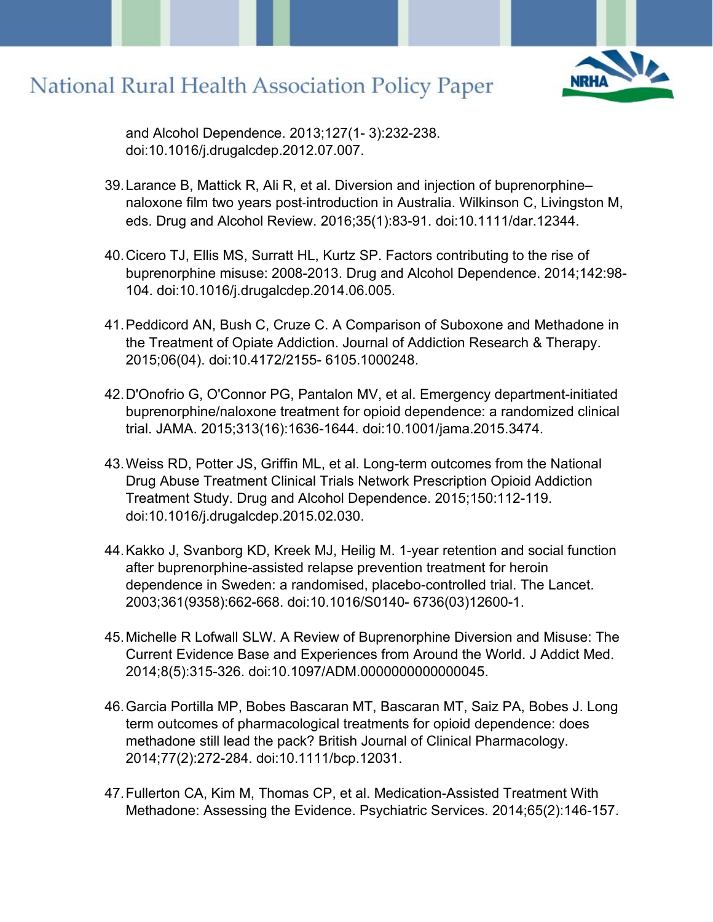and Alcohol Dependence. 2013;127(1- 3):232-238. doi:10.1016/j.drugalcdep.2012.07.007.

39. Larance B, Mattick R, Ali R, et al. Diversion and injection of buprenorphine–naloxone film two years post-introduction in Australia. Wilkinson C, Livingston M, eds. Drug and Alcohol Review. 2016;35(1):83-91. doi:10.1111/dar.12344.

40. Cicero TJ, Ellis MS, Surratt HL, Kurtz SP. Factors contributing to the rise of buprenorphine misuse: 2008-2013. Drug and Alcohol Dependence. 2014;142:98-104. doi:10.1016/j.drugalcdep.2014.06.005.

41. Peddicord AN, Bush C, Cruze C. A Comparison of Suboxone and Methadone in the Treatment of Opiate Addiction. Journal of Addiction Research & Therapy. 2015;06(04). doi:10.4172/2155- 6105.1000248.

42. D'Onofrio G, O'Connor PG, Pantalon MV, et al. Emergency department-initiated buprenorphine/naloxone treatment for opioid dependence: a randomized clinical trial. JAMA. 2015;313(16):1636-1644. doi:10.1001/jama.2015.3474.

43. Weiss RD, Potter JS, Griffin ML, et al. Long-term outcomes from the National Drug Abuse Treatment Clinical Trials Network Prescription Opioid Addiction Treatment Study. Drug and Alcohol Dependence. 2015;150:112-119. doi:10.1016/j.drugalcdep.2015.02.030.

44. Kakko J, Svanborg KD, Kreek MJ, Heilig M. 1-year retention and social function after buprenorphine-assisted relapse prevention treatment for heroin dependence in Sweden: a randomised, placebo-controlled trial. The Lancet. 2003;361(9358):662-668. doi:10.1016/S0140- 6736(03)12600-1.

45. Michelle R Lofwall SLW. A Review of Buprenorphine Diversion and Misuse: The Current Evidence Base and Experiences from Around the World. J Addict Med. 2014;8(5):315-326. doi:10.1097/ADM.0000000000000045.

46. Garcia Portilla MP, Bobes Bascaran MT, Bascaran MT, Saiz PA, Bobes J. Long term outcomes of pharmacological treatments for opioid dependence: does methadone still lead the pack? British Journal of Clinical Pharmacology. 2014;77(2):272-284. doi:10.1111/bcp.12031.

47. Fullerton CA, Kim M, Thomas CP, et al. Medication-Assisted Treatment With Methadone: Assessing the Evidence. Psychiatric Services. 2014;65(2):146-157.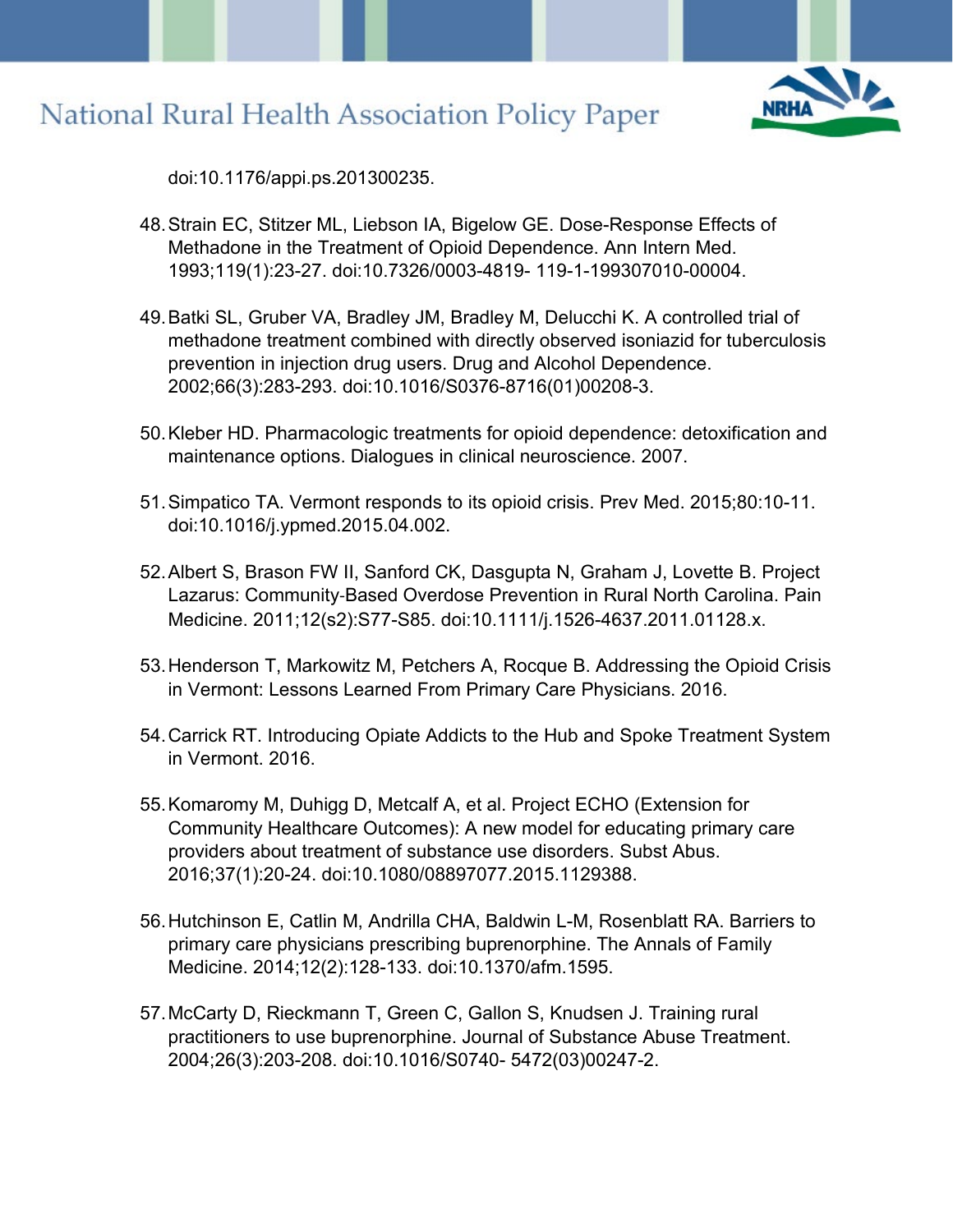doi:10.1176/appi.ps.201300235.

48. Strain EC, Stitzer ML, Liebson IA, Bigelow GE. Dose-Response Effects of Methadone in the Treatment of Opioid Dependence. Ann Intern Med. 1993;119(1):23-27. doi:10.7326/0003-4819- 119-1-199307010-00004.

49. Batki SL, Gruber VA, Bradley JM, Bradley M, Delucchi K. A controlled trial of methadone treatment combined with directly observed isoniazid for tuberculosis prevention in injection drug users. Drug and Alcohol Dependence. 2002;66(3):283-293. doi:10.1016/S0376-8716(01)00208-3.

50. Kleber HD. Pharmacologic treatments for opioid dependence: detoxification and maintenance options. Dialogues in clinical neuroscience. 2007.

51. Simpatico TA. Vermont responds to its opioid crisis. Prev Med. 2015;80:10-11. doi:10.1016/j.ypmed.2015.04.002.

52. Albert S, Brason FW II, Sanford CK, Dasgupta N, Graham J, Lovette B. Project Lazarus: Community-Based Overdose Prevention in Rural North Carolina. Pain Medicine. 2011;12(s2):S77-S85. doi:10.1111/j.1526-4637.2011.01128.x.

53. Henderson T, Markowitz M, Petchers A, Rocque B. Addressing the Opioid Crisis in Vermont: Lessons Learned From Primary Care Physicians. 2016.

54. Carrick RT. Introducing Opiate Addicts to the Hub and Spoke Treatment System in Vermont. 2016.

55. Komaromy M, Duhigg D, Metcalf A, et al. Project ECHO (Extension for Community Healthcare Outcomes): A new model for educating primary care providers about treatment of substance use disorders. Subst Abus. 2016;37(1):20-24. doi:10.1080/08897077.2015.1129388.

56. Hutchinson E, Catlin M, Andrilla CHA, Baldwin L-M, Rosenblatt RA. Barriers to primary care physicians prescribing buprenorphine. The Annals of Family Medicine. 2014;12(2):128-133. doi:10.1370/afm.1595.

57. McCarty D, Rieckmann T, Green C, Gallon S, Knudsen J. Training rural practitioners to use buprenorphine. Journal of Substance Abuse Treatment. 2004;26(3):203-208. doi:10.1016/S0740- 5472(03)00247-2.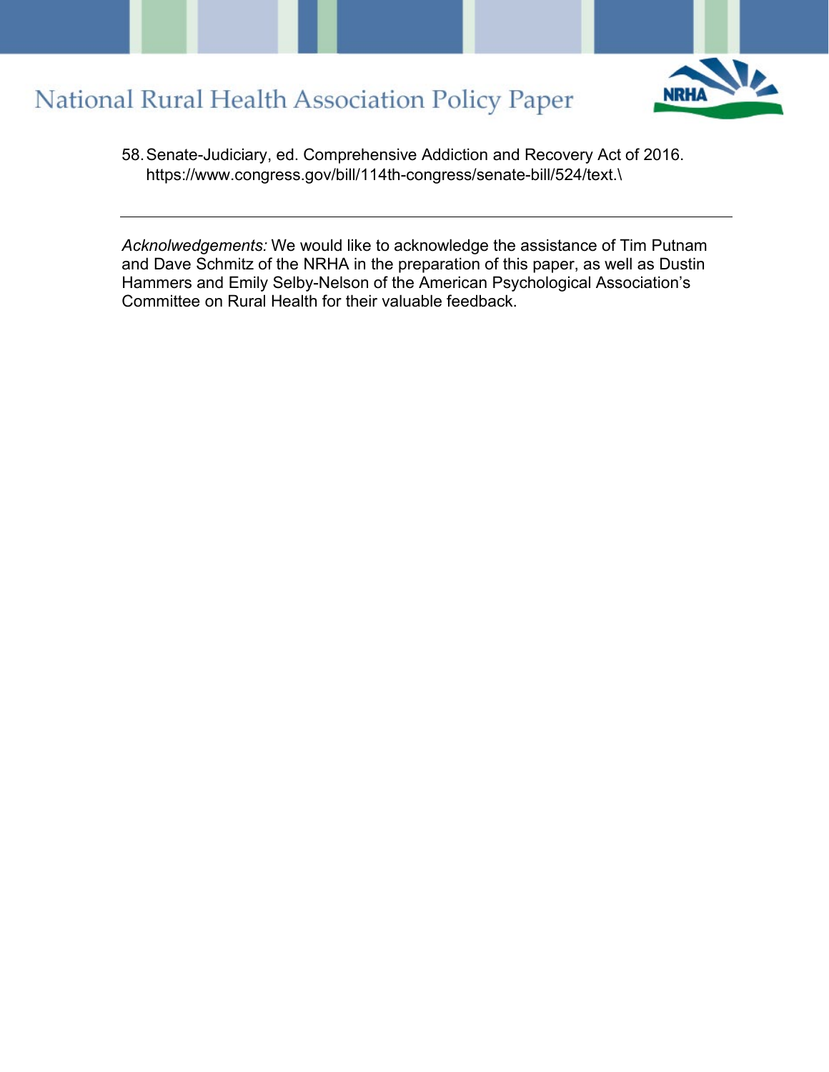58. Senate-Judiciary, ed. Comprehensive Addiction and Recovery Act of 2016. https://www.congress.gov/bill/114th-congress/senate-bill/524/text.\

---

*Acknolwedgements:* We would like to acknowledge the assistance of Tim Putnam and Dave Schmitz of the NRHA in the preparation of this paper, as well as Dustin Hammers and Emily Selby-Nelson of the American Psychological Association's Committee on Rural Health for their valuable feedback.